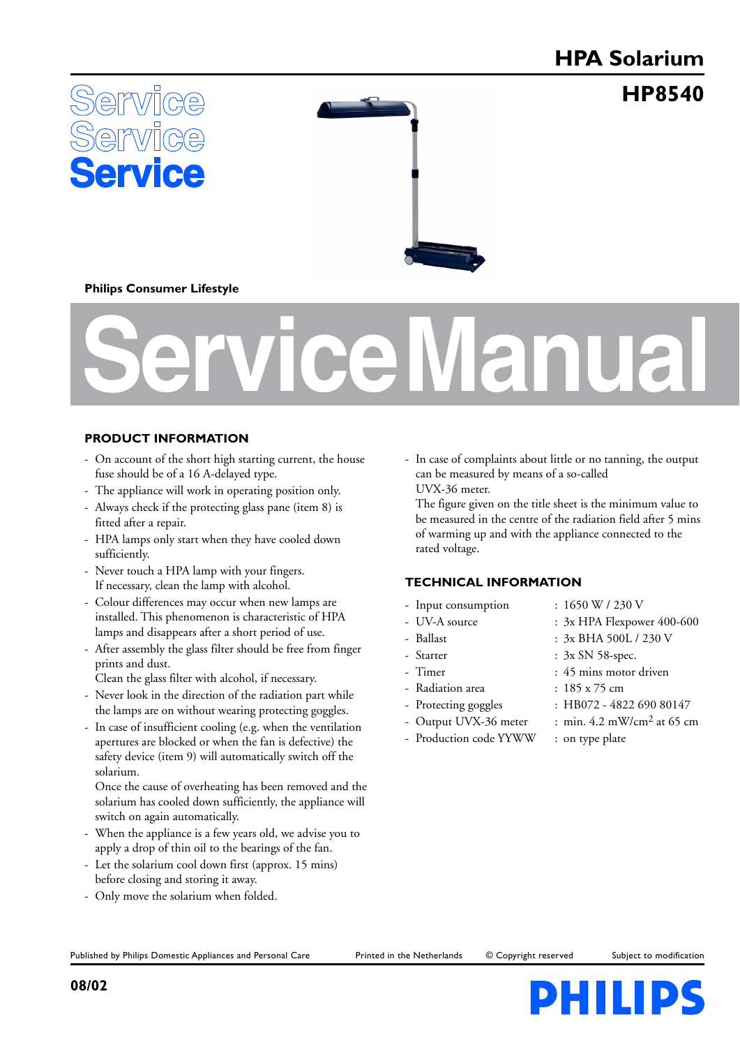# HPA Solarium

## HP8540

Service
Service
Service

**Philips Consumer Lifestyle**

# Service Manual

## PRODUCT INFORMATION

- On account of the short high starting current, the house fuse should be of a 16 A-delayed type.
- The appliance will work in operating position only.
- Always check if the protecting glass pane (item 8) is fitted after a repair.
- HPA lamps only start when they have cooled down sufficiently.
- Never touch a HPA lamp with your fingers.
  If necessary, clean the lamp with alcohol.
- Colour differences may occur when new lamps are installed. This phenomenon is characteristic of HPA lamps and disappears after a short period of use.
- After assembly the glass filter should be free from finger prints and dust.
  Clean the glass filter with alcohol, if necessary.
- Never look in the direction of the radiation part while the lamps are on without wearing protecting goggles.
- In case of insufficient cooling (e.g. when the ventilation apertures are blocked or when the fan is defective) the safety device (item 9) will automatically switch off the solarium.
  Once the cause of overheating has been removed and the solarium has cooled down sufficiently, the appliance will switch on again automatically.
- When the appliance is a few years old, we advise you to apply a drop of thin oil to the bearings of the fan.
- Let the solarium cool down first (approx. 15 mins) before closing and storing it away.
- Only move the solarium when folded.
- In case of complaints about little or no tanning, the output can be measured by means of a so-called UVX-36 meter.
  The figure given on the title sheet is the minimum value to be measured in the centre of the radiation field after 5 mins of warming up and with the appliance connected to the rated voltage.

## TECHNICAL INFORMATION

- Input consumption : 1650 W / 230 V
- UV-A source : 3x HPA Flexpower 400-600
- Ballast : 3x BHA 500L / 230 V
- Starter : 3x SN 58-spec.
- Timer : 45 mins motor driven
- Radiation area : 185 x 75 cm
- Protecting goggles : HB072 - 4822 690 80147
- Output UVX-36 meter : min. 4.2 $mW/cm^2$ at 65 cm
- Production code YYWW : on type plate

Published by Philips Domestic Appliances and Personal Care     Printed in the Netherlands     © Copyright reserved     Subject to modification

**08/02**

PHILIPS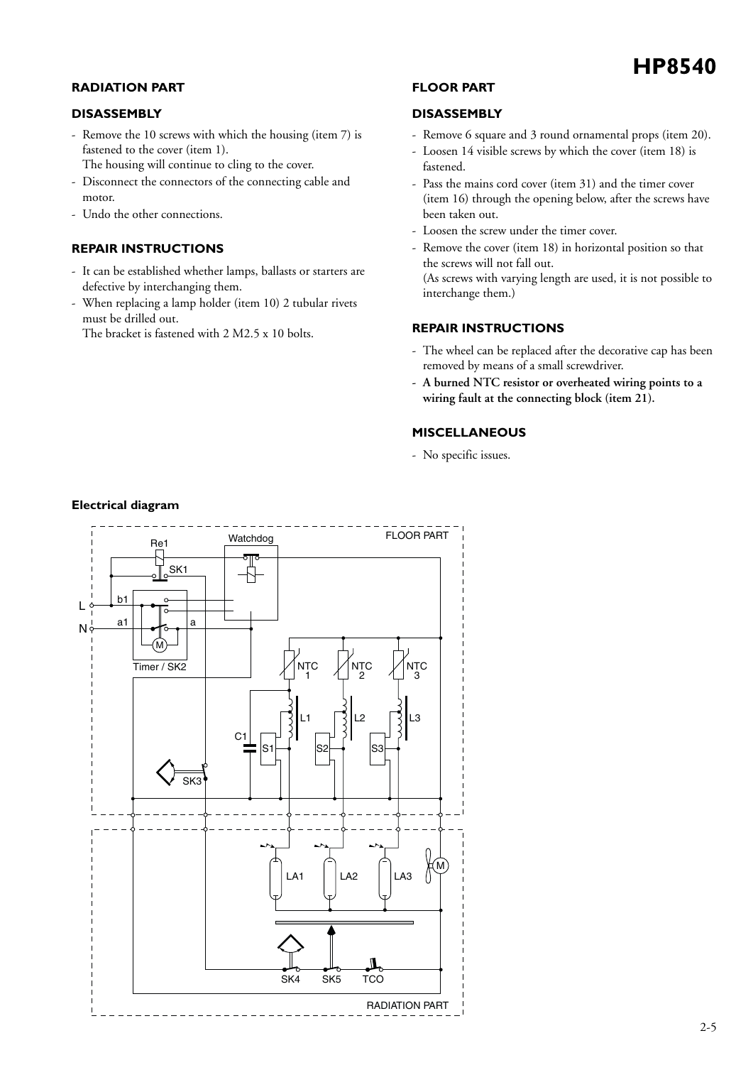# HP8540

## RADIATION PART

### DISASSEMBLY

- Remove the 10 screws with which the housing (item 7) is fastened to the cover (item 1).
  The housing will continue to cling to the cover.
- Disconnect the connectors of the connecting cable and motor.
- Undo the other connections.

### REPAIR INSTRUCTIONS

- It can be established whether lamps, ballasts or starters are defective by interchanging them.
- When replacing a lamp holder (item 10) 2 tubular rivets must be drilled out.
  The bracket is fastened with 2 M2.5 x 10 bolts.

## FLOOR PART

### DISASSEMBLY

- Remove 6 square and 3 round ornamental props (item 20).
- Loosen 14 visible screws by which the cover (item 18) is fastened.
- Pass the mains cord cover (item 31) and the timer cover (item 16) through the opening below, after the screws have been taken out.
- Loosen the screw under the timer cover.
- Remove the cover (item 18) in horizontal position so that the screws will not fall out.
  (As screws with varying length are used, it is not possible to interchange them.)

### REPAIR INSTRUCTIONS

- The wheel can be replaced after the decorative cap has been removed by means of a small screwdriver.
- **A burned NTC resistor or overheated wiring points to a wiring fault at the connecting block (item 21).**

### MISCELLANEOUS

- No specific issues.

**Electrical diagram**

FLOOR PART: Re1, SK1, Watchdog, L, N, b1, a1, a, M, Timer / SK2, NTC 1, NTC 2, NTC 3, L1, L2, L3, C1, S1, S2, S3, SK3

RADIATION PART: LA1, LA2, LA3, M, SK4, SK5, TCO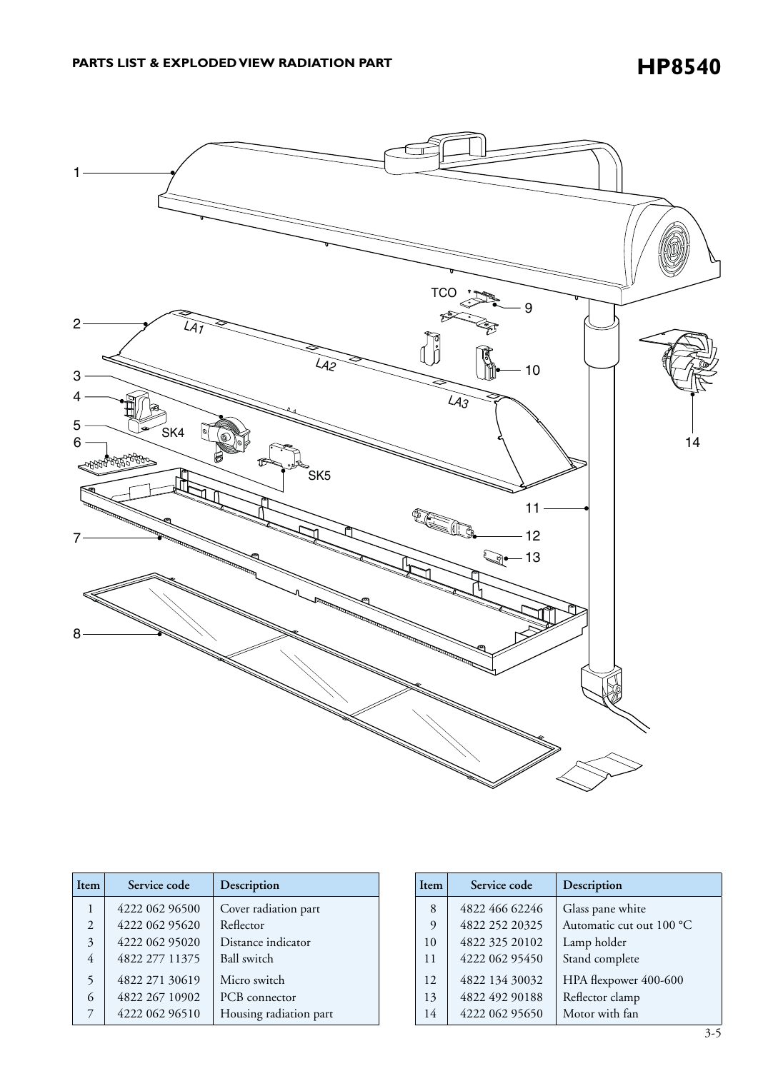## PARTS LIST & EXPLODED VIEW RADIATION PART

# HP8540

| Item | Service code | Description |
|---|---|---|
| 1 | 4222 062 96500 | Cover radiation part |
| 2 | 4222 062 95620 | Reflector |
| 3 | 4222 062 95020 | Distance indicator |
| 4 | 4822 277 11375 | Ball switch |
| 5 | 4822 271 30619 | Micro switch |
| 6 | 4822 267 10902 | PCB connector |
| 7 | 4222 062 96510 | Housing radiation part |
| 8 | 4822 466 62246 | Glass pane white |
| 9 | 4822 252 20325 | Automatic cut out 100 °C |
| 10 | 4822 325 20102 | Lamp holder |
| 11 | 4222 062 95450 | Stand complete |
| 12 | 4822 134 30032 | HPA flexpower 400-600 |
| 13 | 4822 492 90188 | Reflector clamp |
| 14 | 4222 062 95650 | Motor with fan |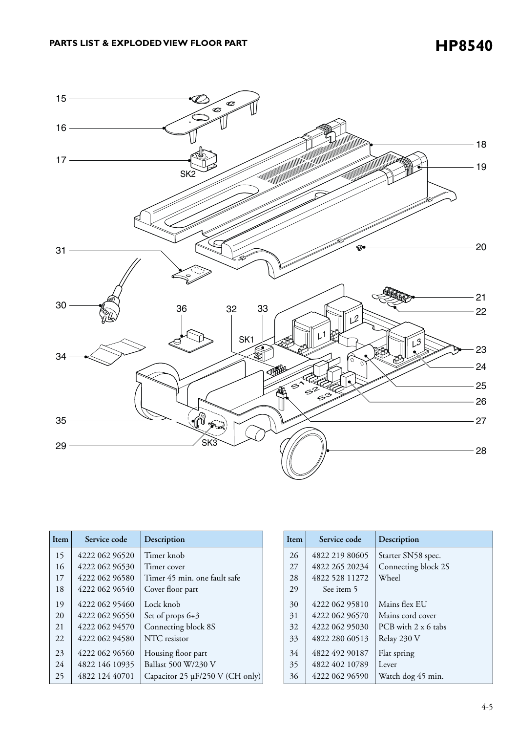## PARTS LIST & EXPLODED VIEW FLOOR PART

# HP8540

| Item | Service code | Description |
|---|---|---|
| 15 | 4222 062 96520 | Timer knob |
| 16 | 4222 062 96530 | Timer cover |
| 17 | 4222 062 96580 | Timer 45 min. one fault safe |
| 18 | 4222 062 96540 | Cover floor part |
| 19 | 4222 062 95460 | Lock knob |
| 20 | 4222 062 96550 | Set of props 6+3 |
| 21 | 4222 062 94570 | Connecting block 8S |
| 22 | 4222 062 94580 | NTC resistor |
| 23 | 4222 062 96560 | Housing floor part |
| 24 | 4822 146 10935 | Ballast 500 W/230 V |
| 25 | 4822 124 40701 | Capacitor 25 μF/250 V (CH only) |

| Item | Service code | Description |
|---|---|---|
| 26 | 4822 219 80605 | Starter SN58 spec. |
| 27 | 4822 265 20234 | Connecting block 2S |
| 28 | 4822 528 11272 | Wheel |
| 29 | See item 5 | |
| 30 | 4222 062 95810 | Mains flex EU |
| 31 | 4222 062 96570 | Mains cord cover |
| 32 | 4222 062 95030 | PCB with 2 x 6 tabs |
| 33 | 4822 280 60513 | Relay 230 V |
| 34 | 4822 492 90187 | Flat spring |
| 35 | 4822 402 10789 | Lever |
| 36 | 4222 062 96590 | Watch dog 45 min. |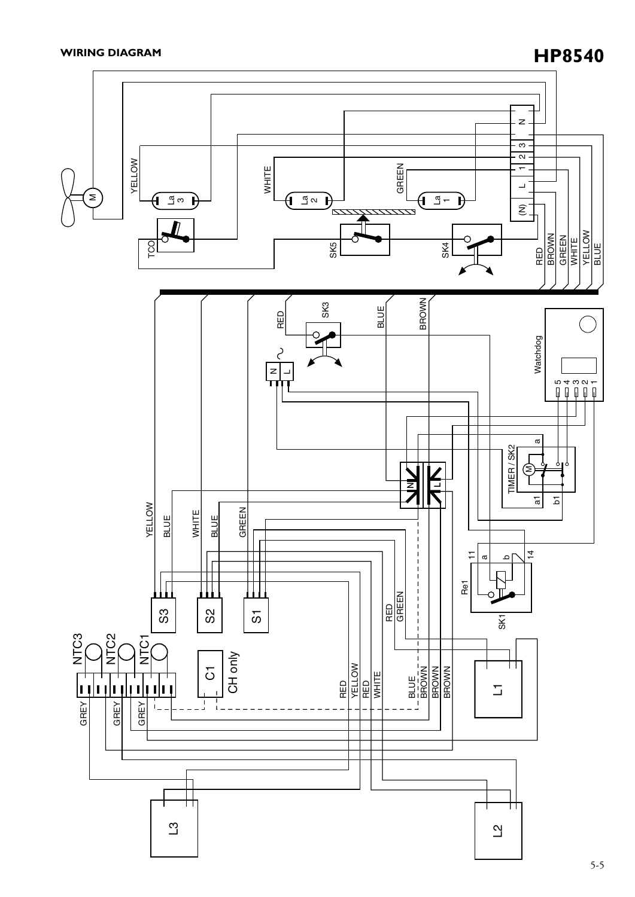## WIRING DIAGRAM

# HP8540

M
YELLOW
La 3
TCO
WHITE
La 2
SK5
GREEN
La 1
SK4
N
3
2
1
L
(N)
RED
BROWN
GREEN
WHITE
YELLOW
BLUE
RED
SK3
BLUE
BROWN
~
N
L
Watchdog
5 4 3 2 1
TIMER / SK2
a
a1
b1
N
L
YELLOW
BLUE
WHITE
BLUE
GREEN
11
a
b
14
Re1
SK1
S3
S2
S1
RED
GREEN
NTC3
NTC2
NTC1
C1
CH only
RED
YELLOW
RED
WHITE
BLUE
BROWN
BROWN
BROWN
L1
GREY
GREY
GREY
L3
L2